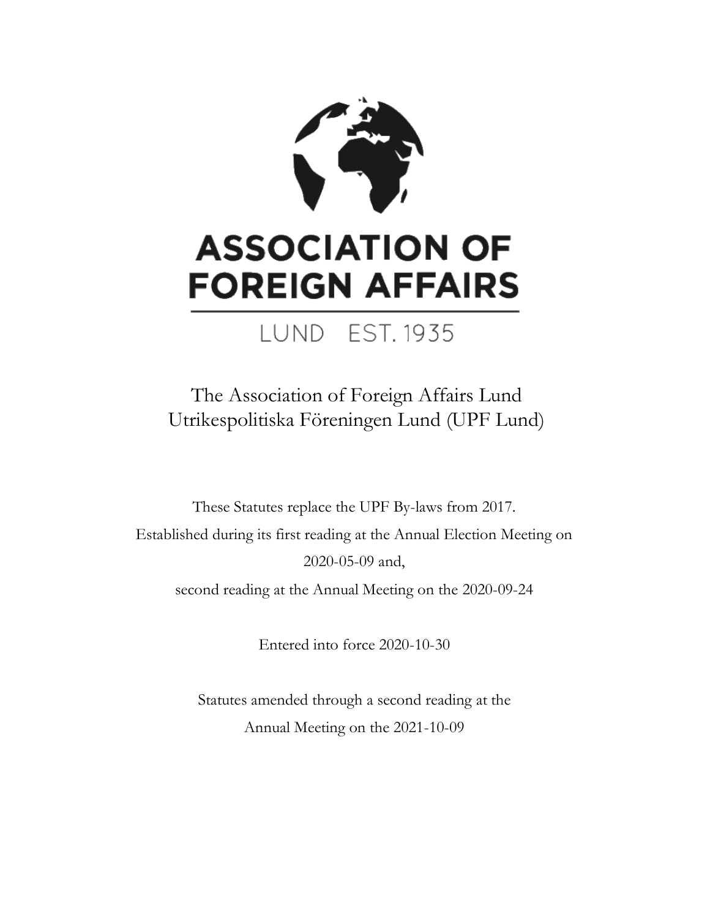# ASSOCIATION OF FOREIGN AFFAIRS

LUND EST. 1935

The Association of Foreign Affairs Lund
Utrikespolitiska Föreningen Lund (UPF Lund)

These Statutes replace the UPF By-laws from 2017.
Established during its first reading at the Annual Election Meeting on 2020-05-09 and,
second reading at the Annual Meeting on the 2020-09-24

Entered into force 2020-10-30

Statutes amended through a second reading at the Annual Meeting on the 2021-10-09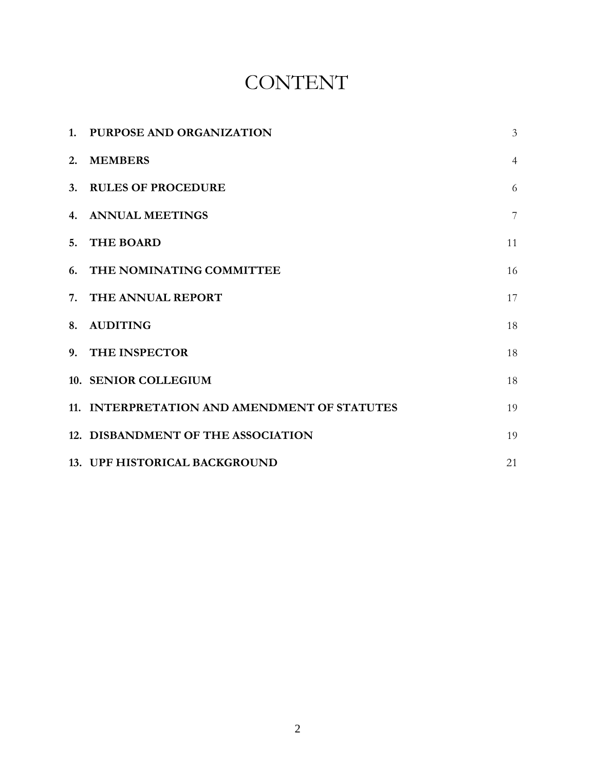# CONTENT

| | | |
|---|---|---|
| 1. | **PURPOSE AND ORGANIZATION** | 3 |
| 2. | **MEMBERS** | 4 |
| 3. | **RULES OF PROCEDURE** | 6 |
| 4. | **ANNUAL MEETINGS** | 7 |
| 5. | **THE BOARD** | 11 |
| 6. | **THE NOMINATING COMMITTEE** | 16 |
| 7. | **THE ANNUAL REPORT** | 17 |
| 8. | **AUDITING** | 18 |
| 9. | **THE INSPECTOR** | 18 |
| 10. | **SENIOR COLLEGIUM** | 18 |
| 11. | **INTERPRETATION AND AMENDMENT OF STATUTES** | 19 |
| 12. | **DISBANDMENT OF THE ASSOCIATION** | 19 |
| 13. | **UPF HISTORICAL BACKGROUND** | 21 |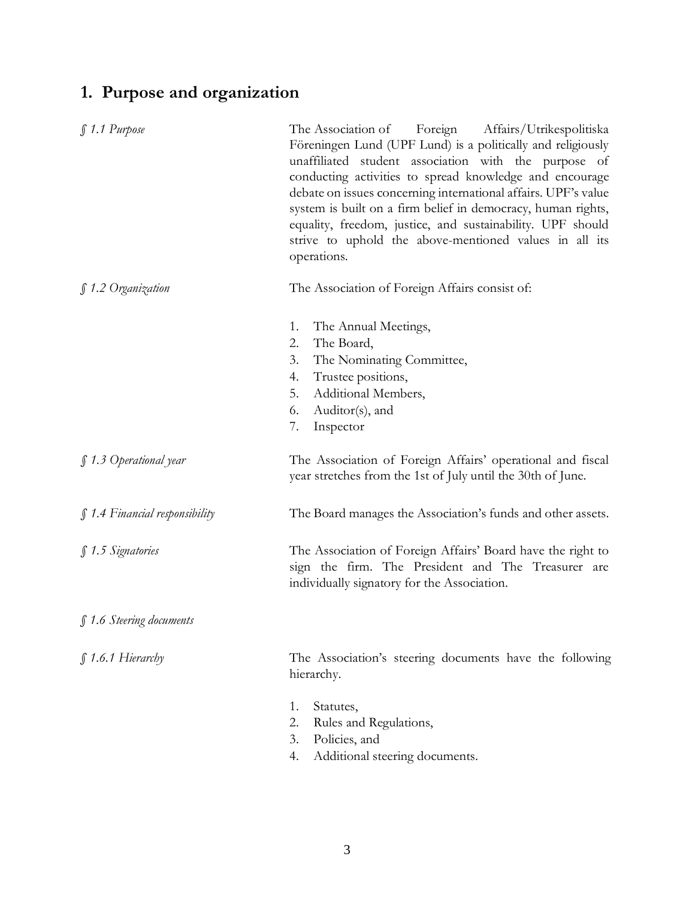## 1. Purpose and organization

*§ 1.1 Purpose*

The Association of Foreign Affairs/Utrikespolitiska Föreningen Lund (UPF Lund) is a politically and religiously unaffiliated student association with the purpose of conducting activities to spread knowledge and encourage debate on issues concerning international affairs. UPF's value system is built on a firm belief in democracy, human rights, equality, freedom, justice, and sustainability. UPF should strive to uphold the above-mentioned values in all its operations.

*§ 1.2 Organization*

The Association of Foreign Affairs consist of:

1. The Annual Meetings,
2. The Board,
3. The Nominating Committee,
4. Trustee positions,
5. Additional Members,
6. Auditor(s), and
7. Inspector

*§ 1.3 Operational year*

The Association of Foreign Affairs' operational and fiscal year stretches from the 1st of July until the 30th of June.

*§ 1.4 Financial responsibility*

The Board manages the Association's funds and other assets.

*§ 1.5 Signatories*

The Association of Foreign Affairs' Board have the right to sign the firm. The President and The Treasurer are individually signatory for the Association.

*§ 1.6 Steering documents*

*§ 1.6.1 Hierarchy*

The Association's steering documents have the following hierarchy.

1. Statutes,
2. Rules and Regulations,
3. Policies, and
4. Additional steering documents.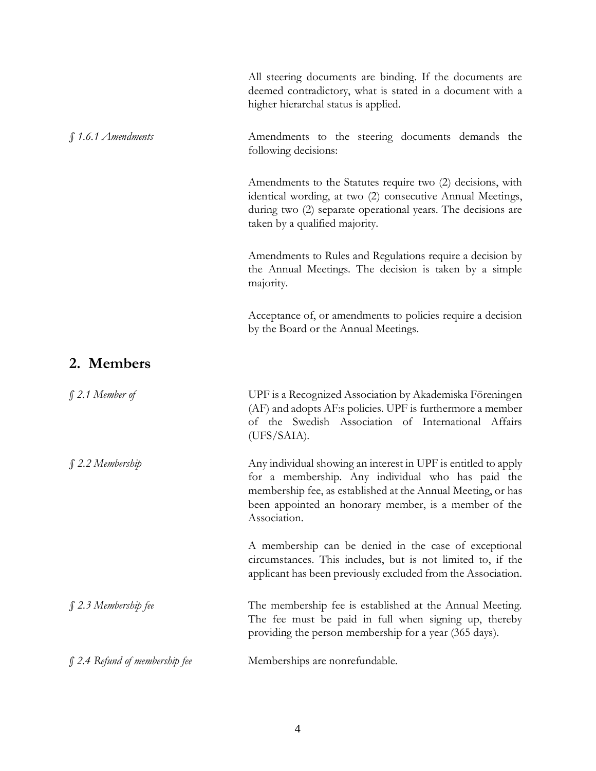All steering documents are binding. If the documents are deemed contradictory, what is stated in a document with a higher hierarchal status is applied.

*§ 1.6.1 Amendments*

Amendments to the steering documents demands the following decisions:

Amendments to the Statutes require two (2) decisions, with identical wording, at two (2) consecutive Annual Meetings, during two (2) separate operational years. The decisions are taken by a qualified majority.

Amendments to Rules and Regulations require a decision by the Annual Meetings. The decision is taken by a simple majority.

Acceptance of, or amendments to policies require a decision by the Board or the Annual Meetings.

## 2. Members

*§ 2.1 Member of*

UPF is a Recognized Association by Akademiska Föreningen (AF) and adopts AF:s policies. UPF is furthermore a member of the Swedish Association of International Affairs (UFS/SAIA).

*§ 2.2 Membership*

Any individual showing an interest in UPF is entitled to apply for a membership. Any individual who has paid the membership fee, as established at the Annual Meeting, or has been appointed an honorary member, is a member of the Association.

A membership can be denied in the case of exceptional circumstances. This includes, but is not limited to, if the applicant has been previously excluded from the Association.

*§ 2.3 Membership fee*

The membership fee is established at the Annual Meeting. The fee must be paid in full when signing up, thereby providing the person membership for a year (365 days).

*§ 2.4 Refund of membership fee*

Memberships are nonrefundable.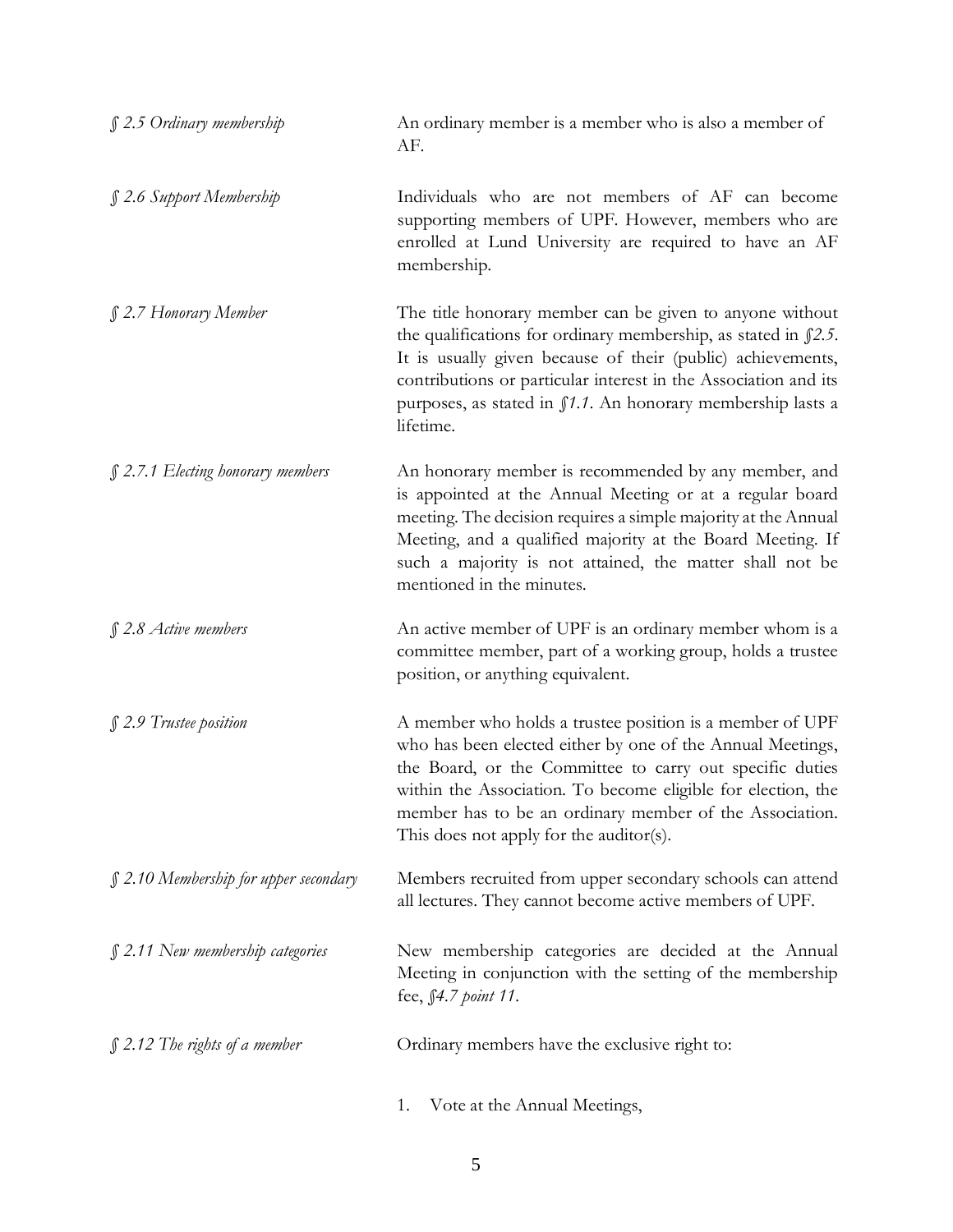*§ 2.5 Ordinary membership*

An ordinary member is a member who is also a member of AF.

*§ 2.6 Support Membership*

Individuals who are not members of AF can become supporting members of UPF. However, members who are enrolled at Lund University are required to have an AF membership.

*§ 2.7 Honorary Member*

The title honorary member can be given to anyone without the qualifications for ordinary membership, as stated in *§2.5*. It is usually given because of their (public) achievements, contributions or particular interest in the Association and its purposes, as stated in *§1.1*. An honorary membership lasts a lifetime.

*§ 2.7.1 Electing honorary members*

An honorary member is recommended by any member, and is appointed at the Annual Meeting or at a regular board meeting. The decision requires a simple majority at the Annual Meeting, and a qualified majority at the Board Meeting. If such a majority is not attained, the matter shall not be mentioned in the minutes.

*§ 2.8 Active members*

An active member of UPF is an ordinary member whom is a committee member, part of a working group, holds a trustee position, or anything equivalent.

*§ 2.9 Trustee position*

A member who holds a trustee position is a member of UPF who has been elected either by one of the Annual Meetings, the Board, or the Committee to carry out specific duties within the Association. To become eligible for election, the member has to be an ordinary member of the Association. This does not apply for the auditor(s).

*§ 2.10 Membership for upper secondary*

Members recruited from upper secondary schools can attend all lectures. They cannot become active members of UPF.

*§ 2.11 New membership categories*

New membership categories are decided at the Annual Meeting in conjunction with the setting of the membership fee, *§4.7 point 11*.

*§ 2.12 The rights of a member*

Ordinary members have the exclusive right to:

1. Vote at the Annual Meetings,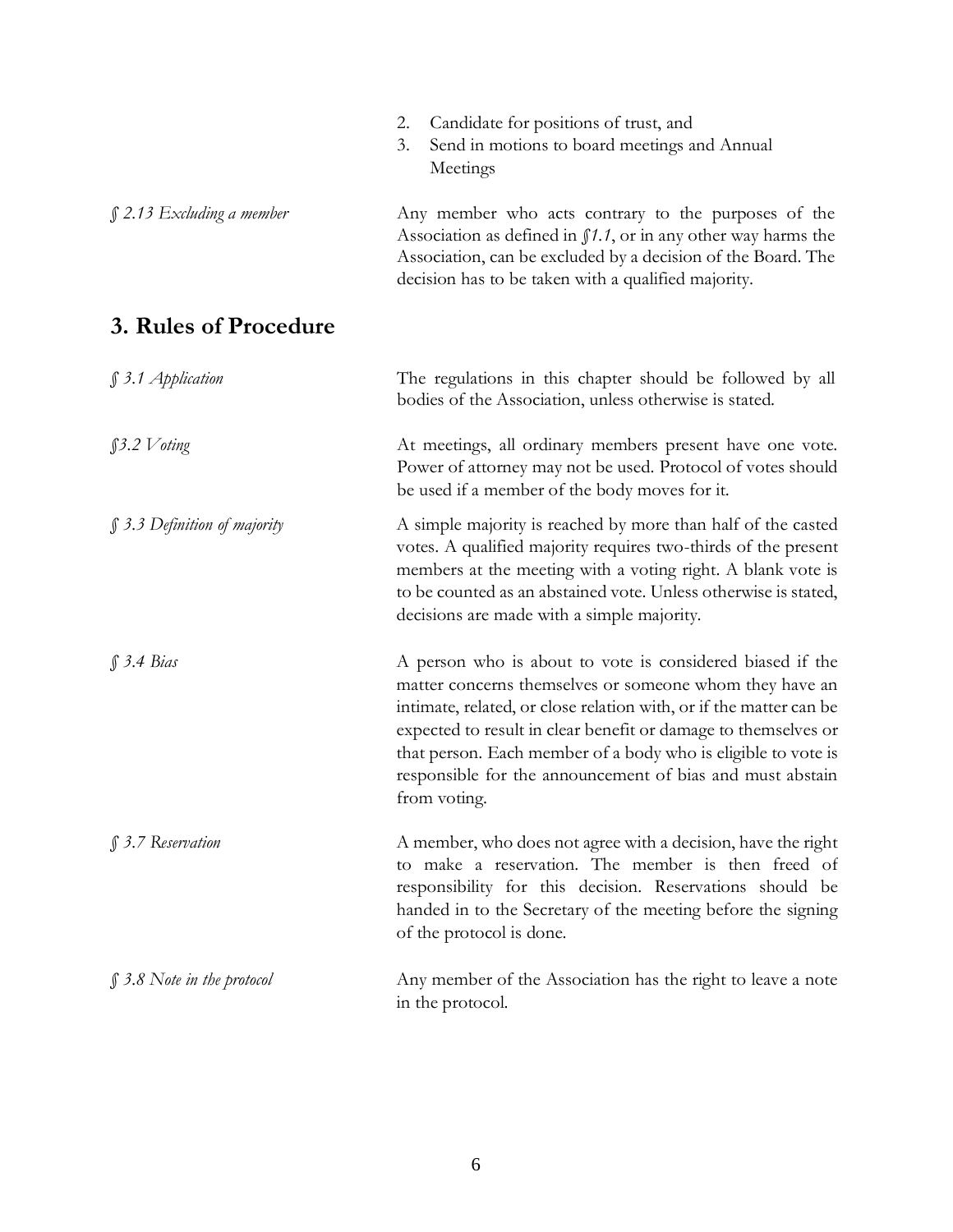2. Candidate for positions of trust, and
3. Send in motions to board meetings and Annual Meetings

*§ 2.13 Excluding a member*

Any member who acts contrary to the purposes of the Association as defined in *§1.1*, or in any other way harms the Association, can be excluded by a decision of the Board. The decision has to be taken with a qualified majority.

## 3. Rules of Procedure

*§ 3.1 Application*

The regulations in this chapter should be followed by all bodies of the Association, unless otherwise is stated.

*§3.2 Voting*

At meetings, all ordinary members present have one vote. Power of attorney may not be used. Protocol of votes should be used if a member of the body moves for it.

*§ 3.3 Definition of majority*

A simple majority is reached by more than half of the casted votes. A qualified majority requires two-thirds of the present members at the meeting with a voting right. A blank vote is to be counted as an abstained vote. Unless otherwise is stated, decisions are made with a simple majority.

*§ 3.4 Bias*

A person who is about to vote is considered biased if the matter concerns themselves or someone whom they have an intimate, related, or close relation with, or if the matter can be expected to result in clear benefit or damage to themselves or that person. Each member of a body who is eligible to vote is responsible for the announcement of bias and must abstain from voting.

*§ 3.7 Reservation*

A member, who does not agree with a decision, have the right to make a reservation. The member is then freed of responsibility for this decision. Reservations should be handed in to the Secretary of the meeting before the signing of the protocol is done.

*§ 3.8 Note in the protocol*

Any member of the Association has the right to leave a note in the protocol.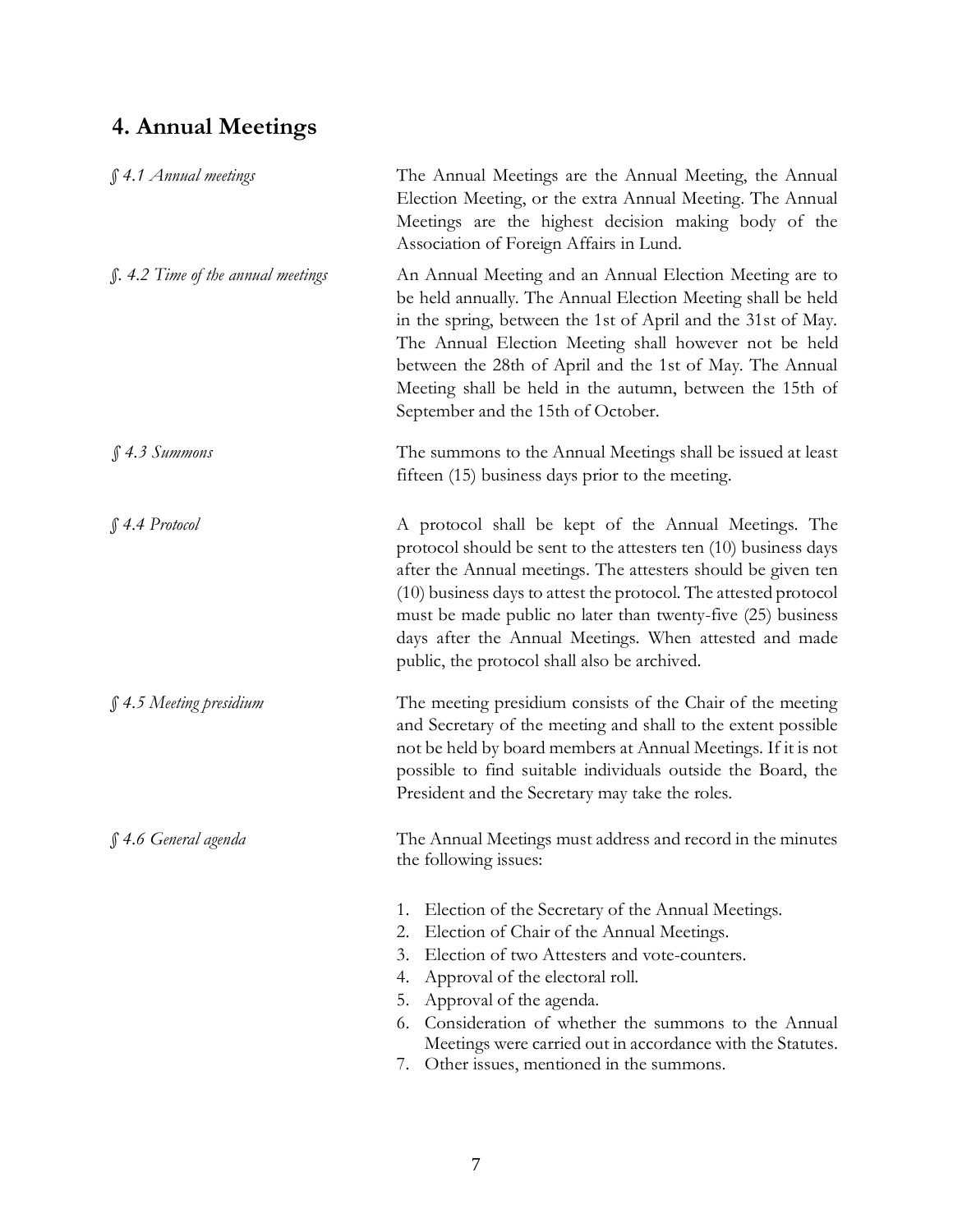## 4. Annual Meetings

*§ 4.1 Annual meetings*

The Annual Meetings are the Annual Meeting, the Annual Election Meeting, or the extra Annual Meeting. The Annual Meetings are the highest decision making body of the Association of Foreign Affairs in Lund.

*§. 4.2 Time of the annual meetings*

An Annual Meeting and an Annual Election Meeting are to be held annually. The Annual Election Meeting shall be held in the spring, between the 1st of April and the 31st of May. The Annual Election Meeting shall however not be held between the 28th of April and the 1st of May. The Annual Meeting shall be held in the autumn, between the 15th of September and the 15th of October.

*§ 4.3 Summons*

The summons to the Annual Meetings shall be issued at least fifteen (15) business days prior to the meeting.

*§ 4.4 Protocol*

A protocol shall be kept of the Annual Meetings. The protocol should be sent to the attesters ten (10) business days after the Annual meetings. The attesters should be given ten (10) business days to attest the protocol. The attested protocol must be made public no later than twenty-five (25) business days after the Annual Meetings. When attested and made public, the protocol shall also be archived.

*§ 4.5 Meeting presidium*

The meeting presidium consists of the Chair of the meeting and Secretary of the meeting and shall to the extent possible not be held by board members at Annual Meetings. If it is not possible to find suitable individuals outside the Board, the President and the Secretary may take the roles.

*§ 4.6 General agenda*

The Annual Meetings must address and record in the minutes the following issues:

1. Election of the Secretary of the Annual Meetings.
2. Election of Chair of the Annual Meetings.
3. Election of two Attesters and vote-counters.
4. Approval of the electoral roll.
5. Approval of the agenda.
6. Consideration of whether the summons to the Annual Meetings were carried out in accordance with the Statutes.
7. Other issues, mentioned in the summons.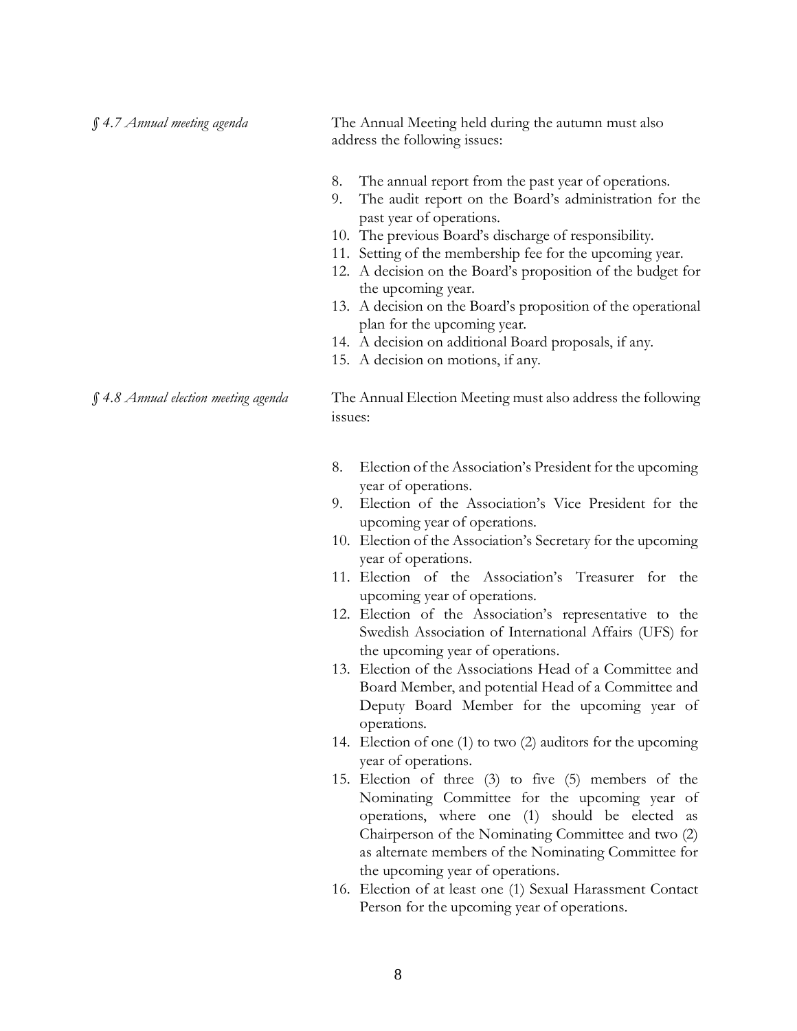*§ 4.7 Annual meeting agenda*

The Annual Meeting held during the autumn must also address the following issues:

8. The annual report from the past year of operations.
9. The audit report on the Board's administration for the past year of operations.
10. The previous Board's discharge of responsibility.
11. Setting of the membership fee for the upcoming year.
12. A decision on the Board's proposition of the budget for the upcoming year.
13. A decision on the Board's proposition of the operational plan for the upcoming year.
14. A decision on additional Board proposals, if any.
15. A decision on motions, if any.

*§ 4.8 Annual election meeting agenda*

The Annual Election Meeting must also address the following issues:

8. Election of the Association's President for the upcoming year of operations.
9. Election of the Association's Vice President for the upcoming year of operations.
10. Election of the Association's Secretary for the upcoming year of operations.
11. Election of the Association's Treasurer for the upcoming year of operations.
12. Election of the Association's representative to the Swedish Association of International Affairs (UFS) for the upcoming year of operations.
13. Election of the Associations Head of a Committee and Board Member, and potential Head of a Committee and Deputy Board Member for the upcoming year of operations.
14. Election of one (1) to two (2) auditors for the upcoming year of operations.
15. Election of three (3) to five (5) members of the Nominating Committee for the upcoming year of operations, where one (1) should be elected as Chairperson of the Nominating Committee and two (2) as alternate members of the Nominating Committee for the upcoming year of operations.
16. Election of at least one (1) Sexual Harassment Contact Person for the upcoming year of operations.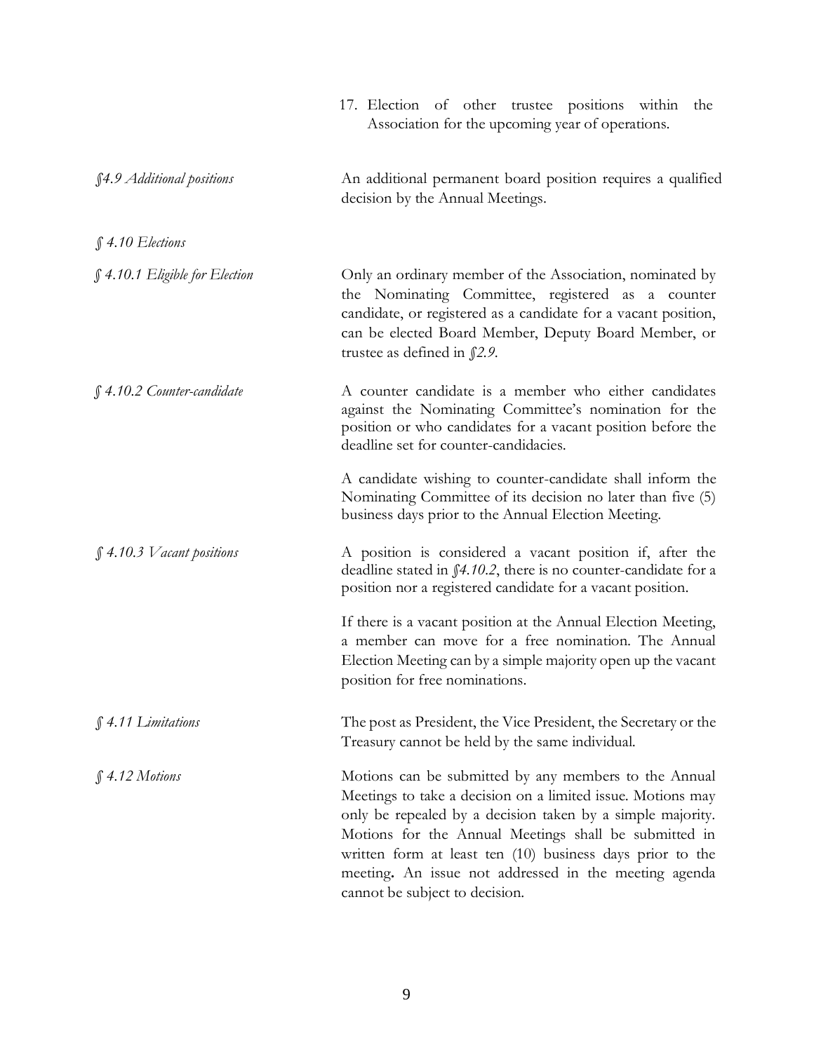17. Election of other trustee positions within the Association for the upcoming year of operations.

*§4.9 Additional positions*

An additional permanent board position requires a qualified decision by the Annual Meetings.

*§ 4.10 Elections*

*§ 4.10.1 Eligible for Election*

Only an ordinary member of the Association, nominated by the Nominating Committee, registered as a counter candidate, or registered as a candidate for a vacant position, can be elected Board Member, Deputy Board Member, or trustee as defined in *§2.9*.

*§ 4.10.2 Counter-candidate*

A counter candidate is a member who either candidates against the Nominating Committee's nomination for the position or who candidates for a vacant position before the deadline set for counter-candidacies.

A candidate wishing to counter-candidate shall inform the Nominating Committee of its decision no later than five (5) business days prior to the Annual Election Meeting.

*§ 4.10.3 Vacant positions*

A position is considered a vacant position if, after the deadline stated in *§4.10.2*, there is no counter-candidate for a position nor a registered candidate for a vacant position.

If there is a vacant position at the Annual Election Meeting, a member can move for a free nomination. The Annual Election Meeting can by a simple majority open up the vacant position for free nominations.

*§ 4.11 Limitations*

The post as President, the Vice President, the Secretary or the Treasury cannot be held by the same individual.

*§ 4.12 Motions*

Motions can be submitted by any members to the Annual Meetings to take a decision on a limited issue. Motions may only be repealed by a decision taken by a simple majority. Motions for the Annual Meetings shall be submitted in written form at least ten (10) business days prior to the meeting**.** An issue not addressed in the meeting agenda cannot be subject to decision.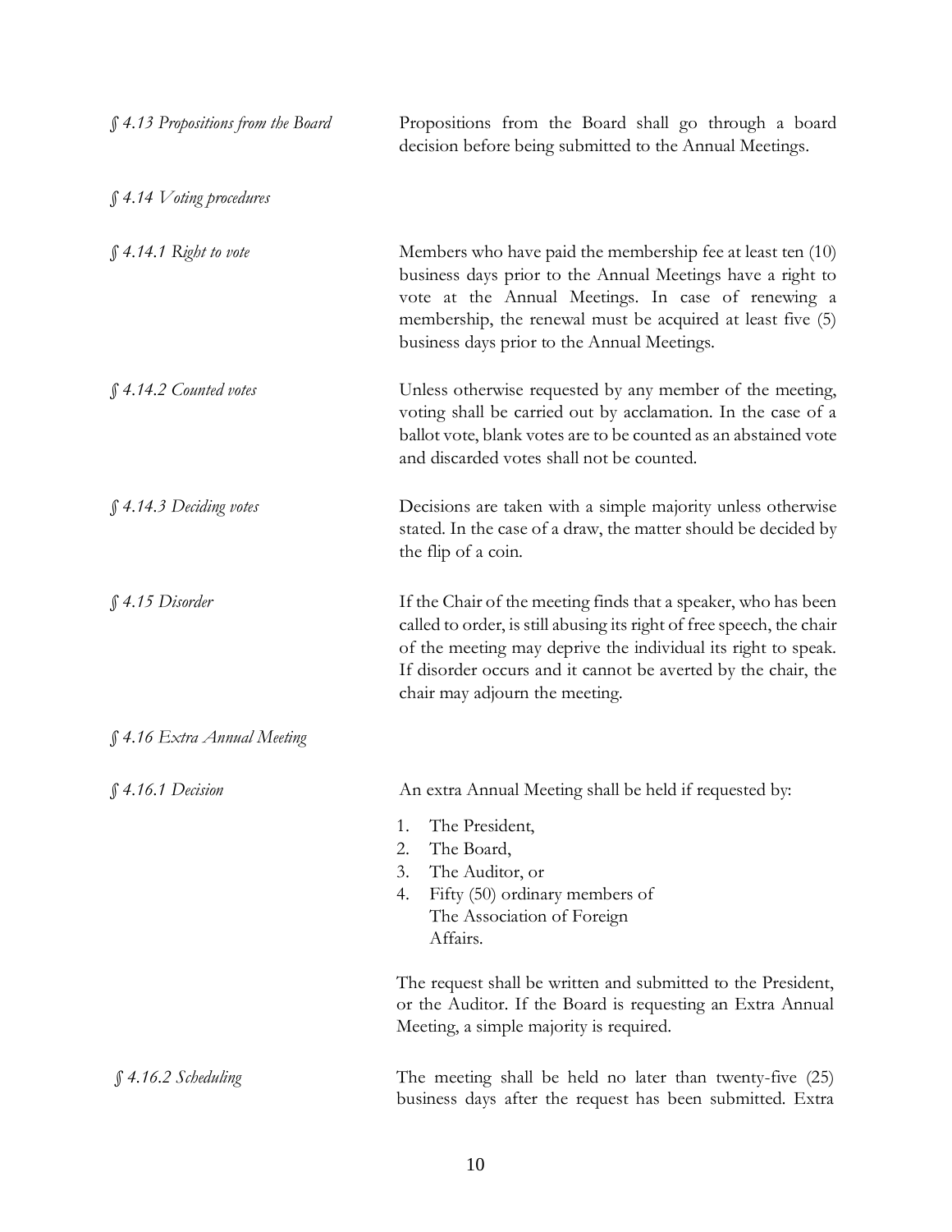*§ 4.13 Propositions from the Board*

Propositions from the Board shall go through a board decision before being submitted to the Annual Meetings.

*§ 4.14 Voting procedures*

*§ 4.14.1 Right to vote*

Members who have paid the membership fee at least ten (10) business days prior to the Annual Meetings have a right to vote at the Annual Meetings. In case of renewing a membership, the renewal must be acquired at least five (5) business days prior to the Annual Meetings.

*§ 4.14.2 Counted votes*

Unless otherwise requested by any member of the meeting, voting shall be carried out by acclamation. In the case of a ballot vote, blank votes are to be counted as an abstained vote and discarded votes shall not be counted.

*§ 4.14.3 Deciding votes*

Decisions are taken with a simple majority unless otherwise stated. In the case of a draw, the matter should be decided by the flip of a coin.

*§ 4.15 Disorder*

If the Chair of the meeting finds that a speaker, who has been called to order, is still abusing its right of free speech, the chair of the meeting may deprive the individual its right to speak. If disorder occurs and it cannot be averted by the chair, the chair may adjourn the meeting.

*§ 4.16 Extra Annual Meeting*

*§ 4.16.1 Decision*

An extra Annual Meeting shall be held if requested by:

1. The President,
2. The Board,
3. The Auditor, or
4. Fifty (50) ordinary members of The Association of Foreign Affairs.

The request shall be written and submitted to the President, or the Auditor. If the Board is requesting an Extra Annual Meeting, a simple majority is required.

*§ 4.16.2 Scheduling*

The meeting shall be held no later than twenty-five (25) business days after the request has been submitted. Extra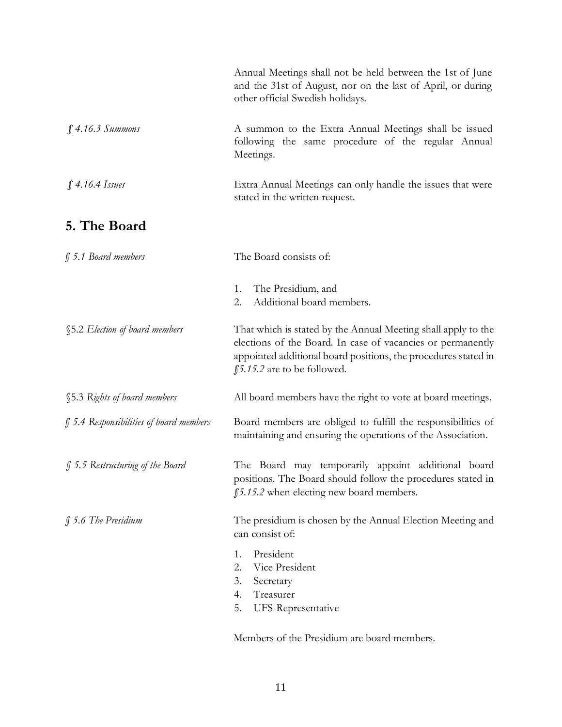Annual Meetings shall not be held between the 1st of June and the 31st of August, nor on the last of April, or during other official Swedish holidays.

*§ 4.16.3 Summons*

A summon to the Extra Annual Meetings shall be issued following the same procedure of the regular Annual Meetings.

*§ 4.16.4 Issues*

Extra Annual Meetings can only handle the issues that were stated in the written request.

## 5. The Board

*§ 5.1 Board members*

The Board consists of:

1. The Presidium, and
2. Additional board members.

§5.2 *Election of board members*

That which is stated by the Annual Meeting shall apply to the elections of the Board. In case of vacancies or permanently appointed additional board positions, the procedures stated in *§5.15.2* are to be followed.

§5.3 *Rights of board members*

All board members have the right to vote at board meetings.

*§ 5.4 Responsibilities of board members*

Board members are obliged to fulfill the responsibilities of maintaining and ensuring the operations of the Association.

*§ 5.5 Restructuring of the Board*

The Board may temporarily appoint additional board positions. The Board should follow the procedures stated in *§5.15.2* when electing new board members.

*§ 5.6 The Presidium*

The presidium is chosen by the Annual Election Meeting and can consist of:

1. President
2. Vice President
3. Secretary
4. Treasurer
5. UFS-Representative

Members of the Presidium are board members.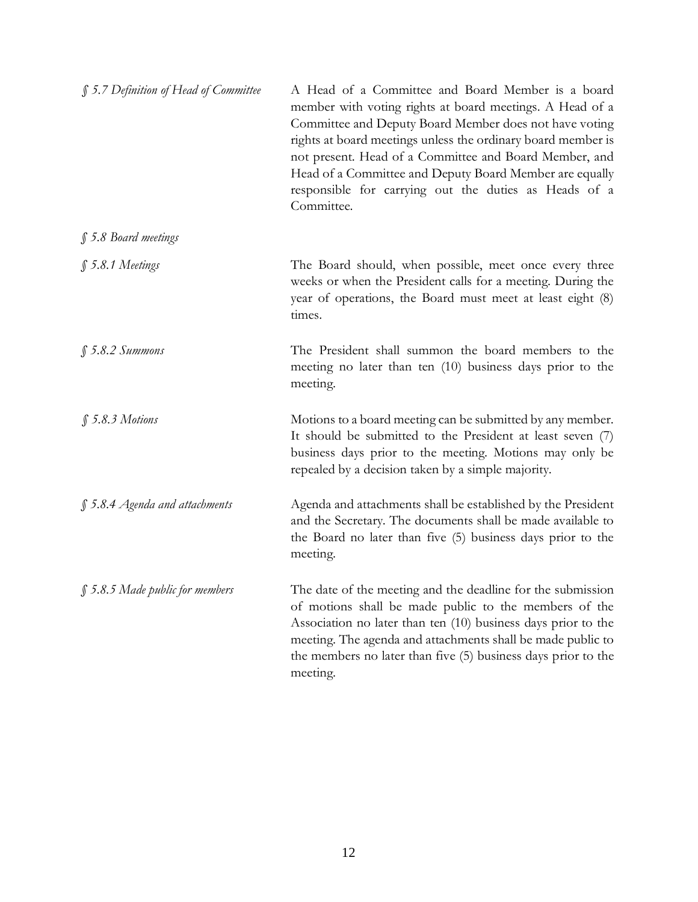*§ 5.7 Definition of Head of Committee*

A Head of a Committee and Board Member is a board member with voting rights at board meetings. A Head of a Committee and Deputy Board Member does not have voting rights at board meetings unless the ordinary board member is not present. Head of a Committee and Board Member, and Head of a Committee and Deputy Board Member are equally responsible for carrying out the duties as Heads of a Committee.

*§ 5.8 Board meetings*

*§ 5.8.1 Meetings*

The Board should, when possible, meet once every three weeks or when the President calls for a meeting. During the year of operations, the Board must meet at least eight (8) times.

*§ 5.8.2 Summons*

The President shall summon the board members to the meeting no later than ten (10) business days prior to the meeting.

*§ 5.8.3 Motions*

Motions to a board meeting can be submitted by any member. It should be submitted to the President at least seven (7) business days prior to the meeting. Motions may only be repealed by a decision taken by a simple majority.

*§ 5.8.4 Agenda and attachments*

Agenda and attachments shall be established by the President and the Secretary. The documents shall be made available to the Board no later than five (5) business days prior to the meeting.

*§ 5.8.5 Made public for members*

The date of the meeting and the deadline for the submission of motions shall be made public to the members of the Association no later than ten (10) business days prior to the meeting. The agenda and attachments shall be made public to the members no later than five (5) business days prior to the meeting.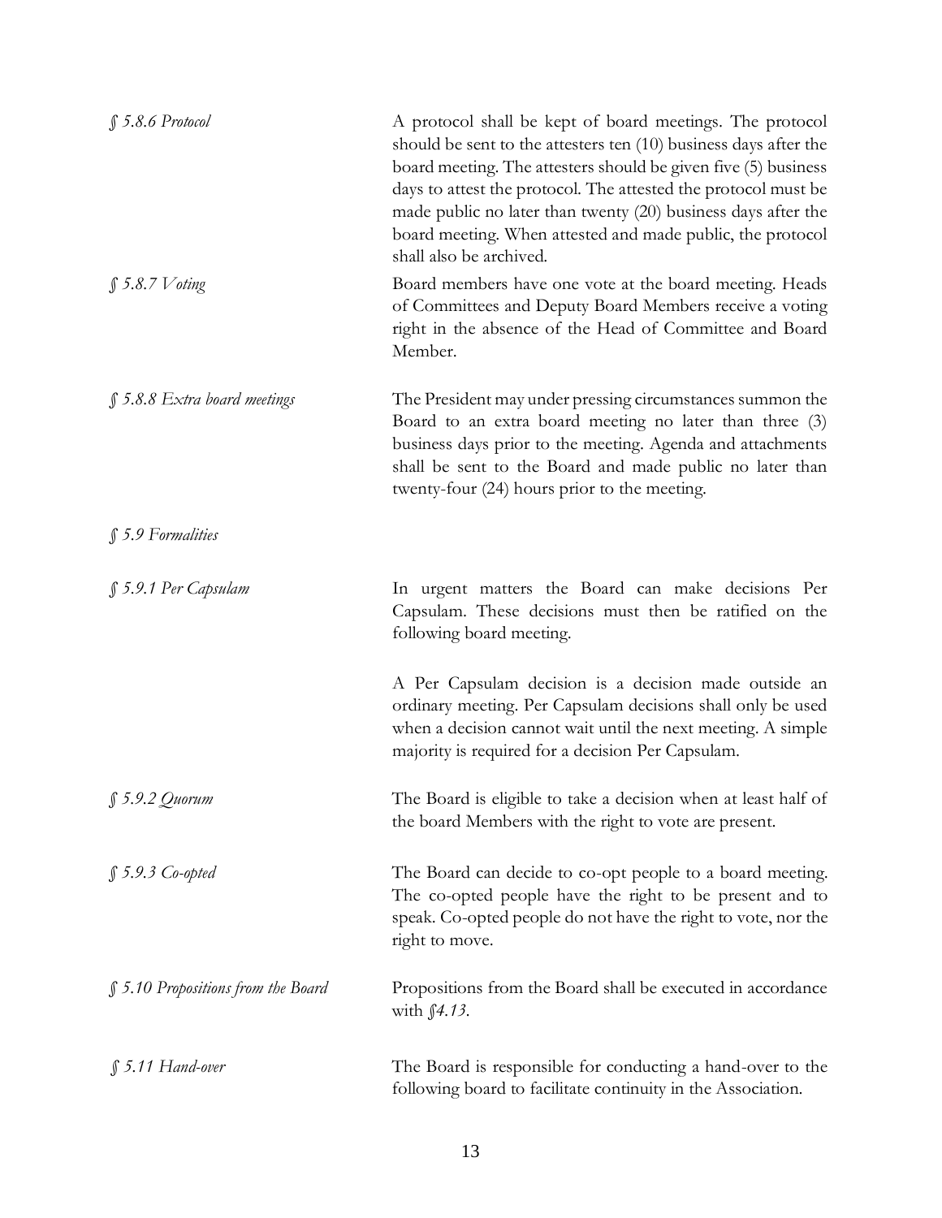*§ 5.8.6 Protocol*

A protocol shall be kept of board meetings. The protocol should be sent to the attesters ten (10) business days after the board meeting. The attesters should be given five (5) business days to attest the protocol. The attested the protocol must be made public no later than twenty (20) business days after the board meeting. When attested and made public, the protocol shall also be archived.

*§ 5.8.7 Voting*

Board members have one vote at the board meeting. Heads of Committees and Deputy Board Members receive a voting right in the absence of the Head of Committee and Board Member.

*§ 5.8.8 Extra board meetings*

The President may under pressing circumstances summon the Board to an extra board meeting no later than three (3) business days prior to the meeting. Agenda and attachments shall be sent to the Board and made public no later than twenty-four (24) hours prior to the meeting.

*§ 5.9 Formalities*

*§ 5.9.1 Per Capsulam*

In urgent matters the Board can make decisions Per Capsulam. These decisions must then be ratified on the following board meeting.

A Per Capsulam decision is a decision made outside an ordinary meeting. Per Capsulam decisions shall only be used when a decision cannot wait until the next meeting. A simple majority is required for a decision Per Capsulam.

*§ 5.9.2 Quorum*

The Board is eligible to take a decision when at least half of the board Members with the right to vote are present.

*§ 5.9.3 Co-opted*

The Board can decide to co-opt people to a board meeting. The co-opted people have the right to be present and to speak. Co-opted people do not have the right to vote, nor the right to move.

*§ 5.10 Propositions from the Board*

Propositions from the Board shall be executed in accordance with *§4.13*.

*§ 5.11 Hand-over*

The Board is responsible for conducting a hand-over to the following board to facilitate continuity in the Association.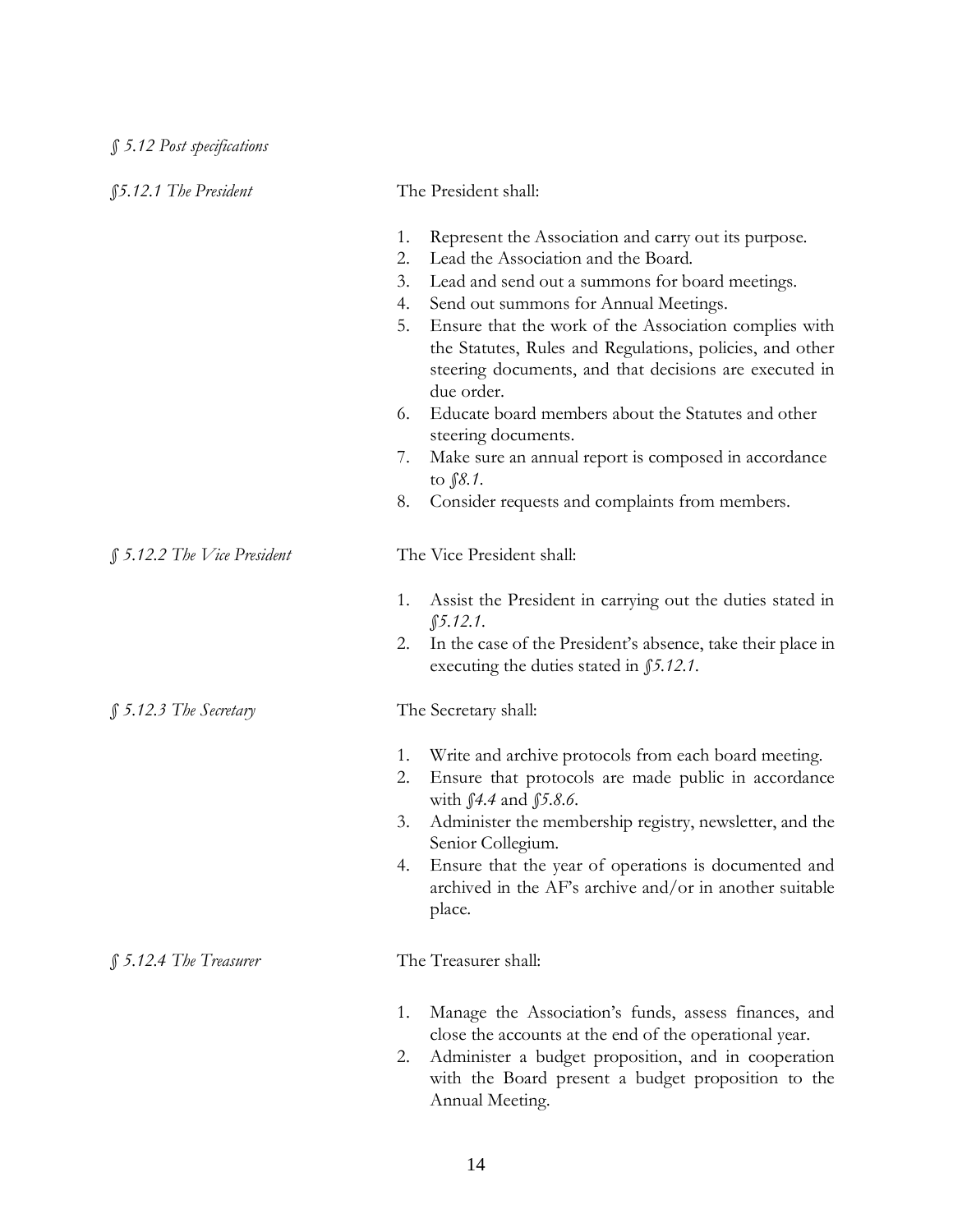*§ 5.12 Post specifications*

*§5.12.1 The President*

The President shall:

1. Represent the Association and carry out its purpose.
2. Lead the Association and the Board.
3. Lead and send out a summons for board meetings.
4. Send out summons for Annual Meetings.
5. Ensure that the work of the Association complies with the Statutes, Rules and Regulations, policies, and other steering documents, and that decisions are executed in due order.
6. Educate board members about the Statutes and other steering documents.
7. Make sure an annual report is composed in accordance to *§8.1*.
8. Consider requests and complaints from members.

*§ 5.12.2 The Vice President*

The Vice President shall:

1. Assist the President in carrying out the duties stated in *§5.12.1*.
2. In the case of the President's absence, take their place in executing the duties stated in *§5.12.1*.

*§ 5.12.3 The Secretary*

The Secretary shall:

1. Write and archive protocols from each board meeting.
2. Ensure that protocols are made public in accordance with *§4.4* and *§5.8.6*.
3. Administer the membership registry, newsletter, and the Senior Collegium.
4. Ensure that the year of operations is documented and archived in the AF's archive and/or in another suitable place.

*§ 5.12.4 The Treasurer*

The Treasurer shall:

1. Manage the Association's funds, assess finances, and close the accounts at the end of the operational year.
2. Administer a budget proposition, and in cooperation with the Board present a budget proposition to the Annual Meeting.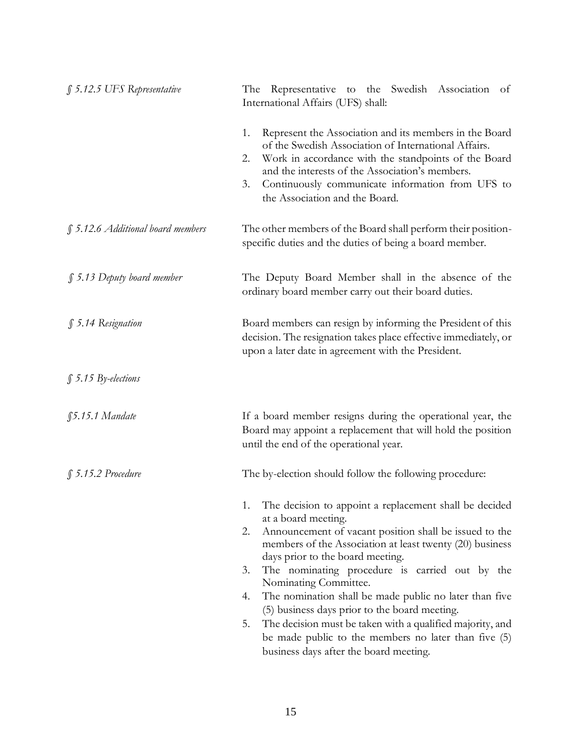*§ 5.12.5 UFS Representative*

The Representative to the Swedish Association of International Affairs (UFS) shall:

1. Represent the Association and its members in the Board of the Swedish Association of International Affairs.
2. Work in accordance with the standpoints of the Board and the interests of the Association's members.
3. Continuously communicate information from UFS to the Association and the Board.

*§ 5.12.6 Additional board members*

The other members of the Board shall perform their position-specific duties and the duties of being a board member.

*§ 5.13 Deputy board member*

The Deputy Board Member shall in the absence of the ordinary board member carry out their board duties.

*§ 5.14 Resignation*

Board members can resign by informing the President of this decision. The resignation takes place effective immediately, or upon a later date in agreement with the President.

*§ 5.15 By-elections*

*§5.15.1 Mandate*

If a board member resigns during the operational year, the Board may appoint a replacement that will hold the position until the end of the operational year.

*§ 5.15.2 Procedure*

The by-election should follow the following procedure:

1. The decision to appoint a replacement shall be decided at a board meeting.
2. Announcement of vacant position shall be issued to the members of the Association at least twenty (20) business days prior to the board meeting.
3. The nominating procedure is carried out by the Nominating Committee.
4. The nomination shall be made public no later than five (5) business days prior to the board meeting.
5. The decision must be taken with a qualified majority, and be made public to the members no later than five (5) business days after the board meeting.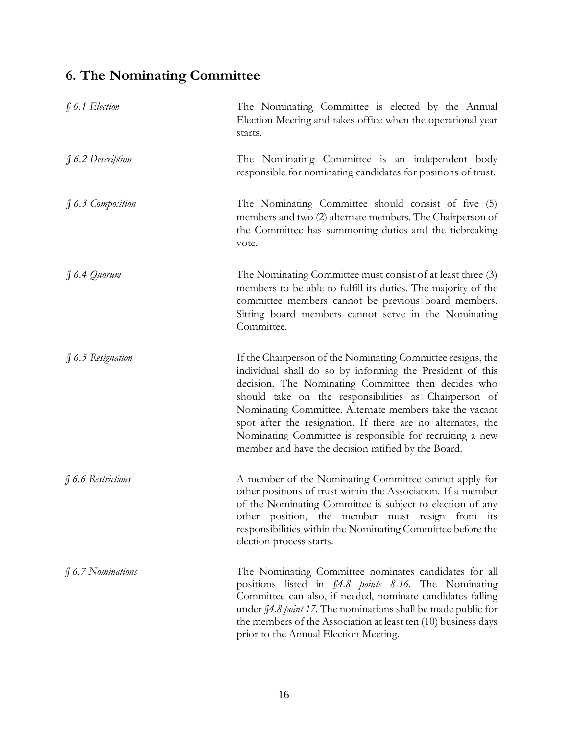## 6. The Nominating Committee

*§ 6.1 Election*

The Nominating Committee is elected by the Annual Election Meeting and takes office when the operational year starts.

*§ 6.2 Description*

The Nominating Committee is an independent body responsible for nominating candidates for positions of trust.

*§ 6.3 Composition*

The Nominating Committee should consist of five (5) members and two (2) alternate members. The Chairperson of the Committee has summoning duties and the tiebreaking vote.

*§ 6.4 Quorum*

The Nominating Committee must consist of at least three (3) members to be able to fulfill its duties. The majority of the committee members cannot be previous board members. Sitting board members cannot serve in the Nominating Committee.

*§ 6.5 Resignation*

If the Chairperson of the Nominating Committee resigns, the individual shall do so by informing the President of this decision. The Nominating Committee then decides who should take on the responsibilities as Chairperson of Nominating Committee. Alternate members take the vacant spot after the resignation. If there are no alternates, the Nominating Committee is responsible for recruiting a new member and have the decision ratified by the Board.

*§ 6.6 Restrictions*

A member of the Nominating Committee cannot apply for other positions of trust within the Association. If a member of the Nominating Committee is subject to election of any other position, the member must resign from its responsibilities within the Nominating Committee before the election process starts.

*§ 6.7 Nominations*

The Nominating Committee nominates candidates for all positions listed in *§4.8 points 8-16*. The Nominating Committee can also, if needed, nominate candidates falling under *§4.8 point 17*. The nominations shall be made public for the members of the Association at least ten (10) business days prior to the Annual Election Meeting.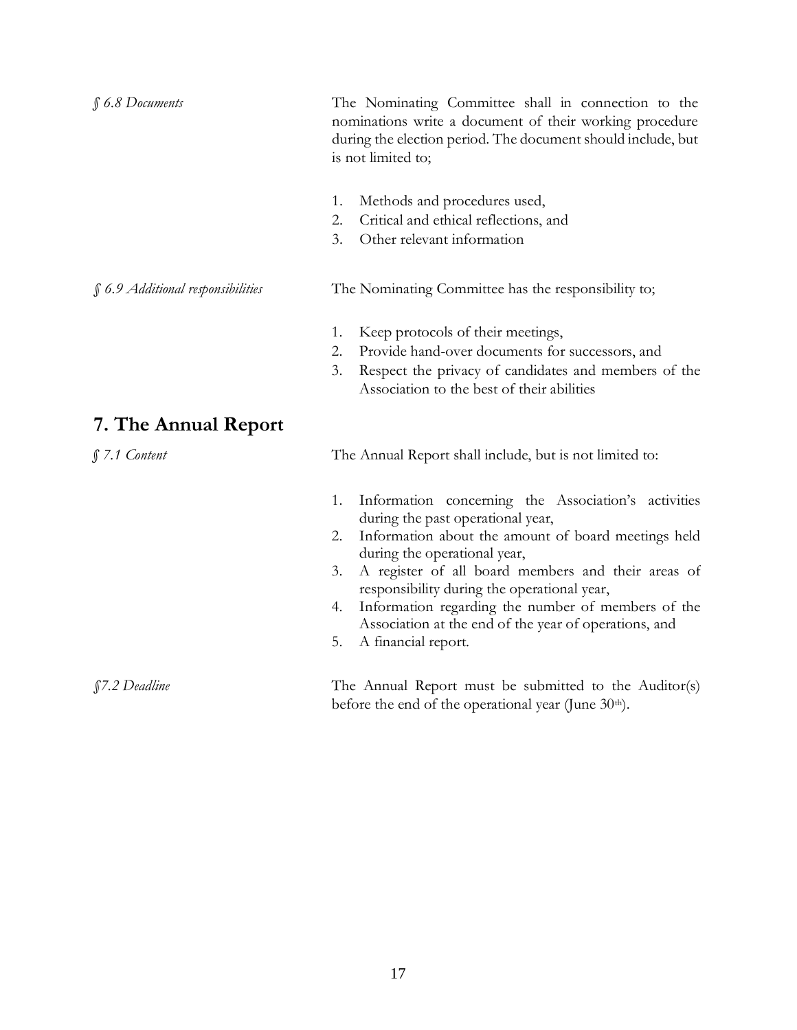*§ 6.8 Documents*

The Nominating Committee shall in connection to the nominations write a document of their working procedure during the election period. The document should include, but is not limited to;

1. Methods and procedures used,
2. Critical and ethical reflections, and
3. Other relevant information

*§ 6.9 Additional responsibilities*

The Nominating Committee has the responsibility to;

1. Keep protocols of their meetings,
2. Provide hand-over documents for successors, and
3. Respect the privacy of candidates and members of the Association to the best of their abilities

## 7. The Annual Report

*§ 7.1 Content*

The Annual Report shall include, but is not limited to:

1. Information concerning the Association's activities during the past operational year,
2. Information about the amount of board meetings held during the operational year,
3. A register of all board members and their areas of responsibility during the operational year,
4. Information regarding the number of members of the Association at the end of the year of operations, and
5. A financial report.

*§7.2 Deadline*

The Annual Report must be submitted to the Auditor(s) before the end of the operational year (June 30th).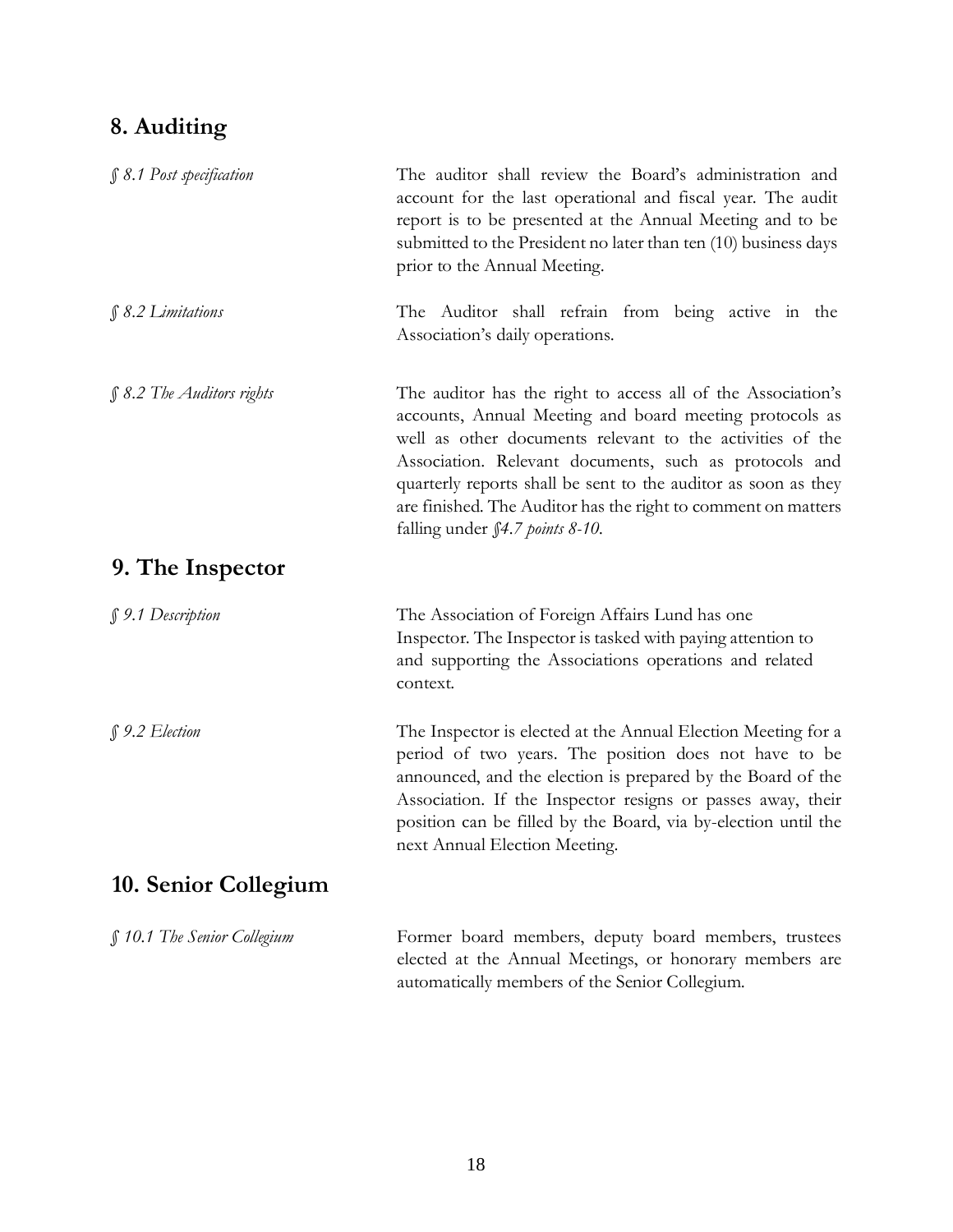## 8. Auditing

*§ 8.1 Post specification*

The auditor shall review the Board's administration and account for the last operational and fiscal year. The audit report is to be presented at the Annual Meeting and to be submitted to the President no later than ten (10) business days prior to the Annual Meeting.

*§ 8.2 Limitations*

The Auditor shall refrain from being active in the Association's daily operations.

*§ 8.2 The Auditors rights*

The auditor has the right to access all of the Association's accounts, Annual Meeting and board meeting protocols as well as other documents relevant to the activities of the Association. Relevant documents, such as protocols and quarterly reports shall be sent to the auditor as soon as they are finished. The Auditor has the right to comment on matters falling under *§4.7 points 8-10*.

## 9. The Inspector

*§ 9.1 Description*

The Association of Foreign Affairs Lund has one Inspector. The Inspector is tasked with paying attention to and supporting the Associations operations and related context.

*§ 9.2 Election*

The Inspector is elected at the Annual Election Meeting for a period of two years. The position does not have to be announced, and the election is prepared by the Board of the Association. If the Inspector resigns or passes away, their position can be filled by the Board, via by-election until the next Annual Election Meeting.

## 10. Senior Collegium

*§ 10.1 The Senior Collegium*

Former board members, deputy board members, trustees elected at the Annual Meetings, or honorary members are automatically members of the Senior Collegium.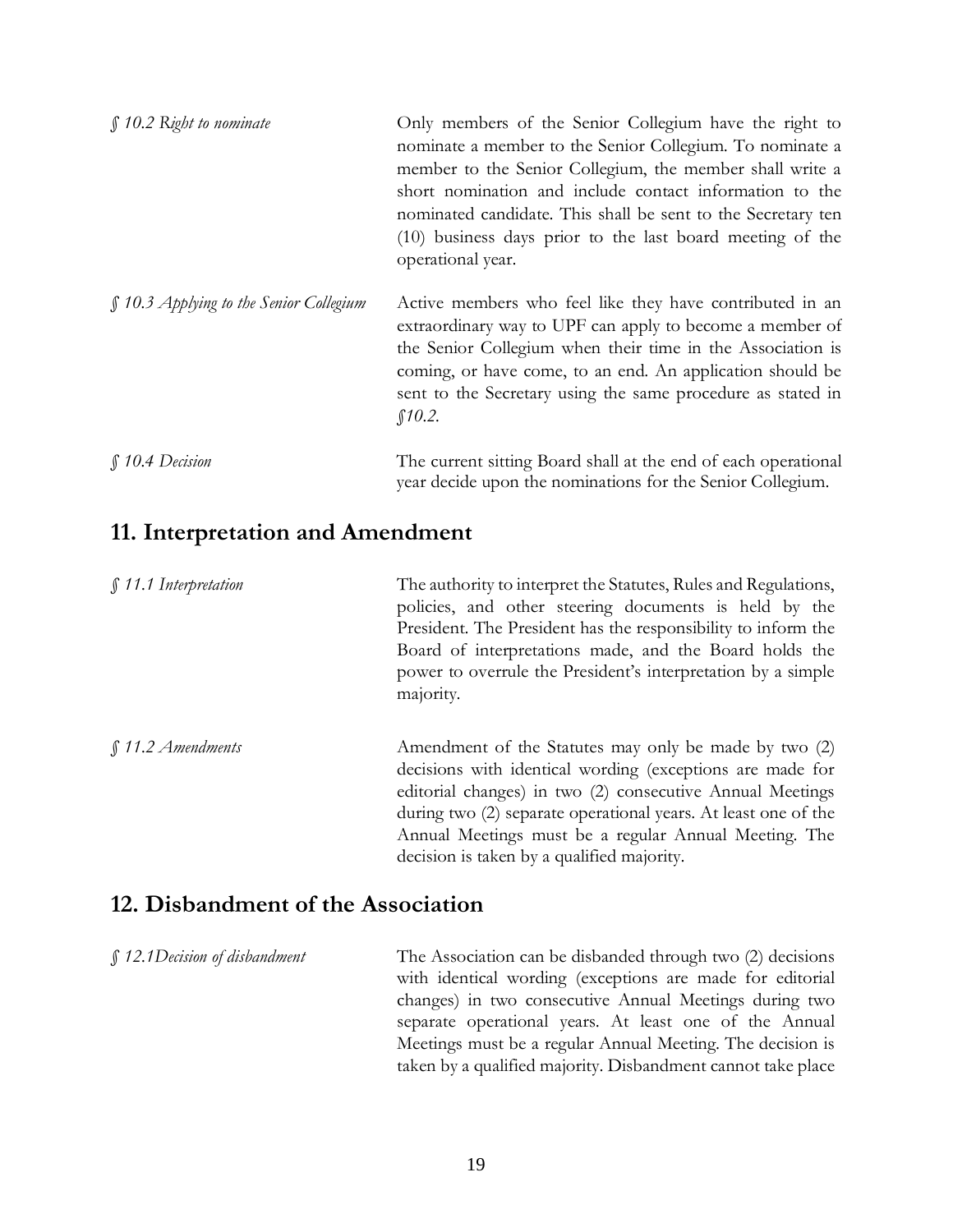*§ 10.2 Right to nominate*

Only members of the Senior Collegium have the right to nominate a member to the Senior Collegium. To nominate a member to the Senior Collegium, the member shall write a short nomination and include contact information to the nominated candidate. This shall be sent to the Secretary ten (10) business days prior to the last board meeting of the operational year.

*§ 10.3 Applying to the Senior Collegium*

Active members who feel like they have contributed in an extraordinary way to UPF can apply to become a member of the Senior Collegium when their time in the Association is coming, or have come, to an end. An application should be sent to the Secretary using the same procedure as stated in *§10.2*.

*§ 10.4 Decision*

The current sitting Board shall at the end of each operational year decide upon the nominations for the Senior Collegium.

## 11. Interpretation and Amendment

*§ 11.1 Interpretation*

The authority to interpret the Statutes, Rules and Regulations, policies, and other steering documents is held by the President. The President has the responsibility to inform the Board of interpretations made, and the Board holds the power to overrule the President's interpretation by a simple majority.

*§ 11.2 Amendments*

Amendment of the Statutes may only be made by two (2) decisions with identical wording (exceptions are made for editorial changes) in two (2) consecutive Annual Meetings during two (2) separate operational years. At least one of the Annual Meetings must be a regular Annual Meeting. The decision is taken by a qualified majority.

## 12. Disbandment of the Association

*§ 12.1Decision of disbandment*

The Association can be disbanded through two (2) decisions with identical wording (exceptions are made for editorial changes) in two consecutive Annual Meetings during two separate operational years. At least one of the Annual Meetings must be a regular Annual Meeting. The decision is taken by a qualified majority. Disbandment cannot take place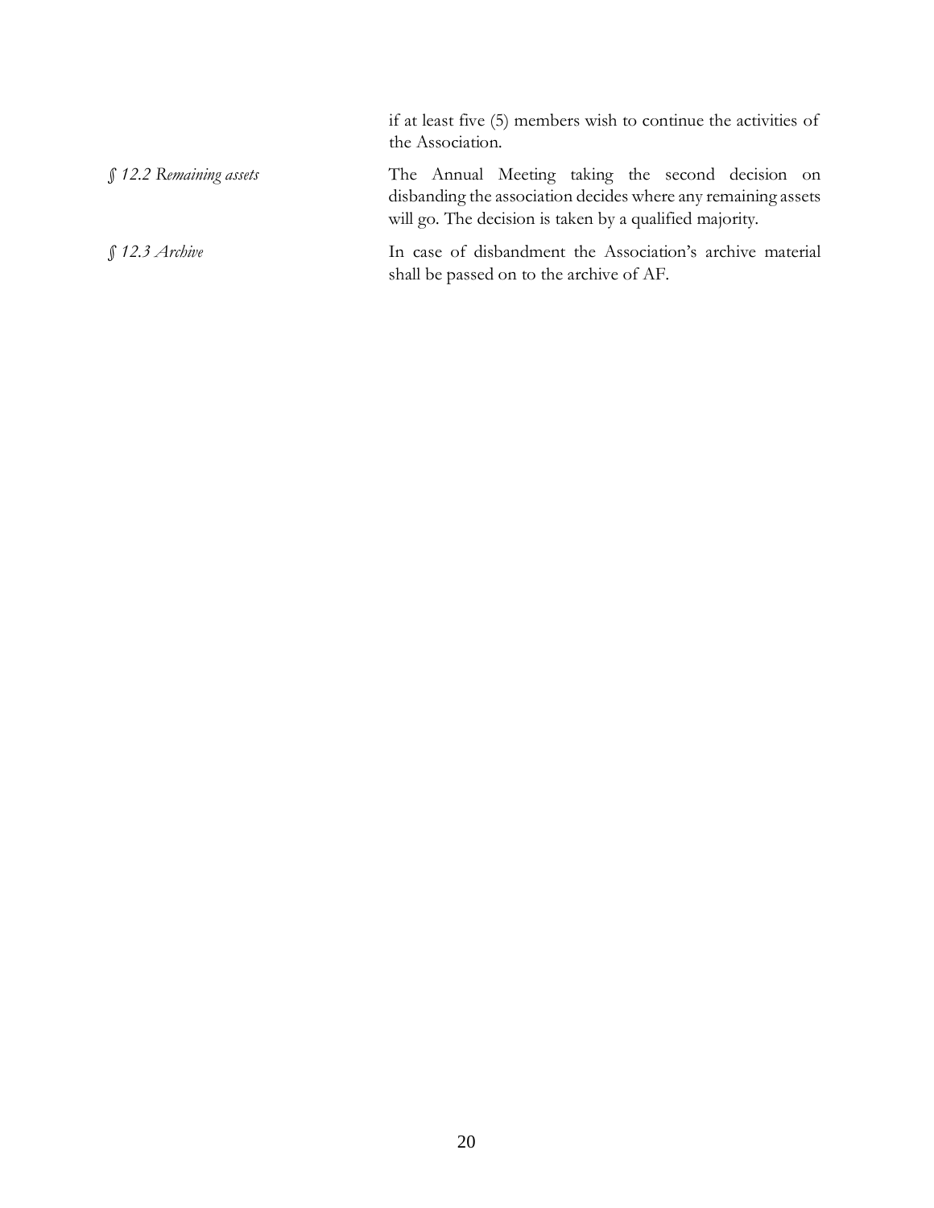if at least five (5) members wish to continue the activities of the Association.

*§ 12.2 Remaining assets*

The Annual Meeting taking the second decision on disbanding the association decides where any remaining assets will go. The decision is taken by a qualified majority.

*§ 12.3 Archive*

In case of disbandment the Association's archive material shall be passed on to the archive of AF.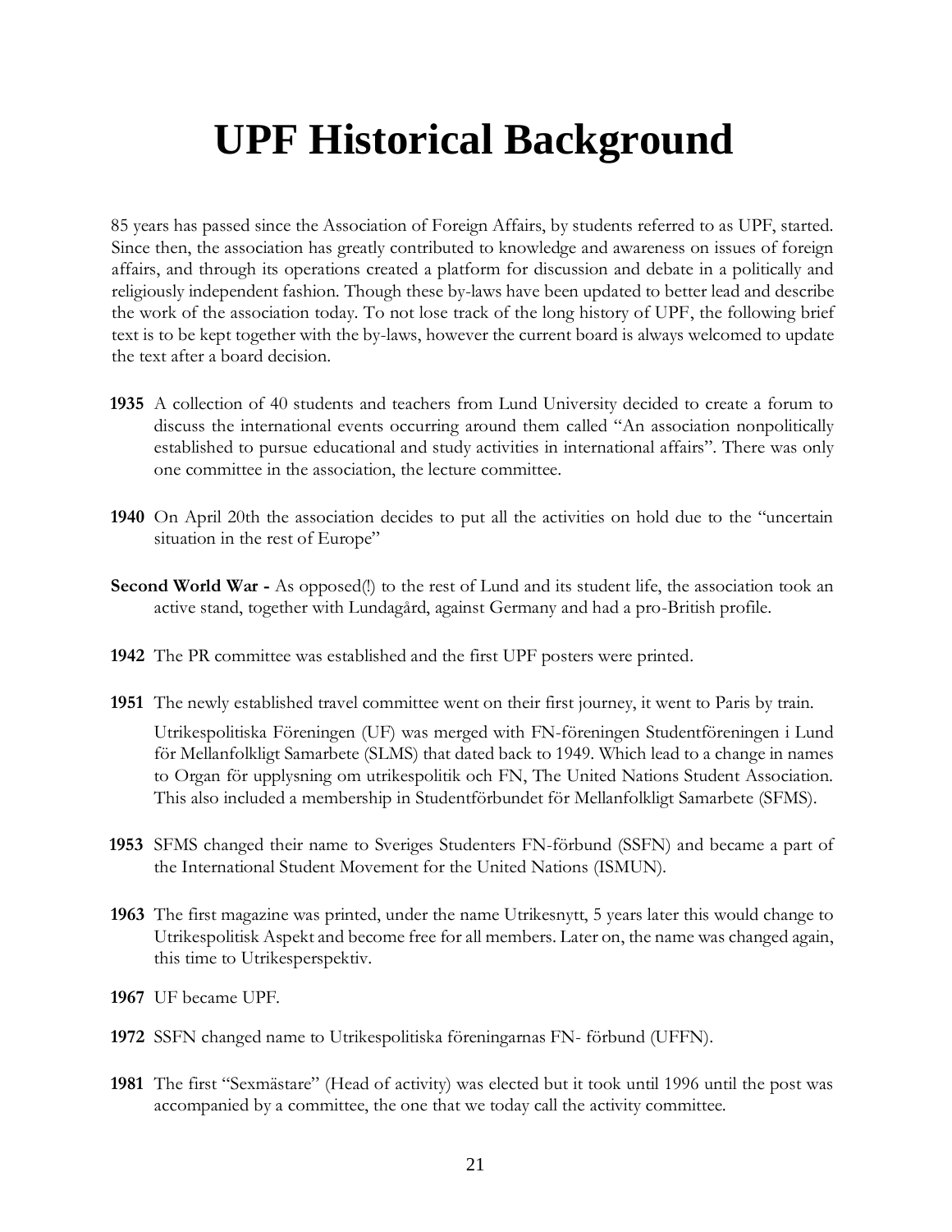# UPF Historical Background

85 years has passed since the Association of Foreign Affairs, by students referred to as UPF, started. Since then, the association has greatly contributed to knowledge and awareness on issues of foreign affairs, and through its operations created a platform for discussion and debate in a politically and religiously independent fashion. Though these by-laws have been updated to better lead and describe the work of the association today. To not lose track of the long history of UPF, the following brief text is to be kept together with the by-laws, however the current board is always welcomed to update the text after a board decision.

**1935** A collection of 40 students and teachers from Lund University decided to create a forum to discuss the international events occurring around them called "An association nonpolitically established to pursue educational and study activities in international affairs". There was only one committee in the association, the lecture committee.

**1940** On April 20th the association decides to put all the activities on hold due to the "uncertain situation in the rest of Europe"

**Second World War -** As opposed(!) to the rest of Lund and its student life, the association took an active stand, together with Lundagård, against Germany and had a pro-British profile.

**1942** The PR committee was established and the first UPF posters were printed.

**1951** The newly established travel committee went on their first journey, it went to Paris by train.

Utrikespolitiska Föreningen (UF) was merged with FN-föreningen Studentföreningen i Lund för Mellanfolkligt Samarbete (SLMS) that dated back to 1949. Which lead to a change in names to Organ för upplysning om utrikespolitik och FN, The United Nations Student Association. This also included a membership in Studentförbundet för Mellanfolkligt Samarbete (SFMS).

**1953** SFMS changed their name to Sveriges Studenters FN-förbund (SSFN) and became a part of the International Student Movement for the United Nations (ISMUN).

**1963** The first magazine was printed, under the name Utrikesnytt, 5 years later this would change to Utrikespolitisk Aspekt and become free for all members. Later on, the name was changed again, this time to Utrikesperspektiv.

**1967** UF became UPF.

**1972** SSFN changed name to Utrikespolitiska föreningarnas FN- förbund (UFFN).

**1981** The first "Sexmästare" (Head of activity) was elected but it took until 1996 until the post was accompanied by a committee, the one that we today call the activity committee.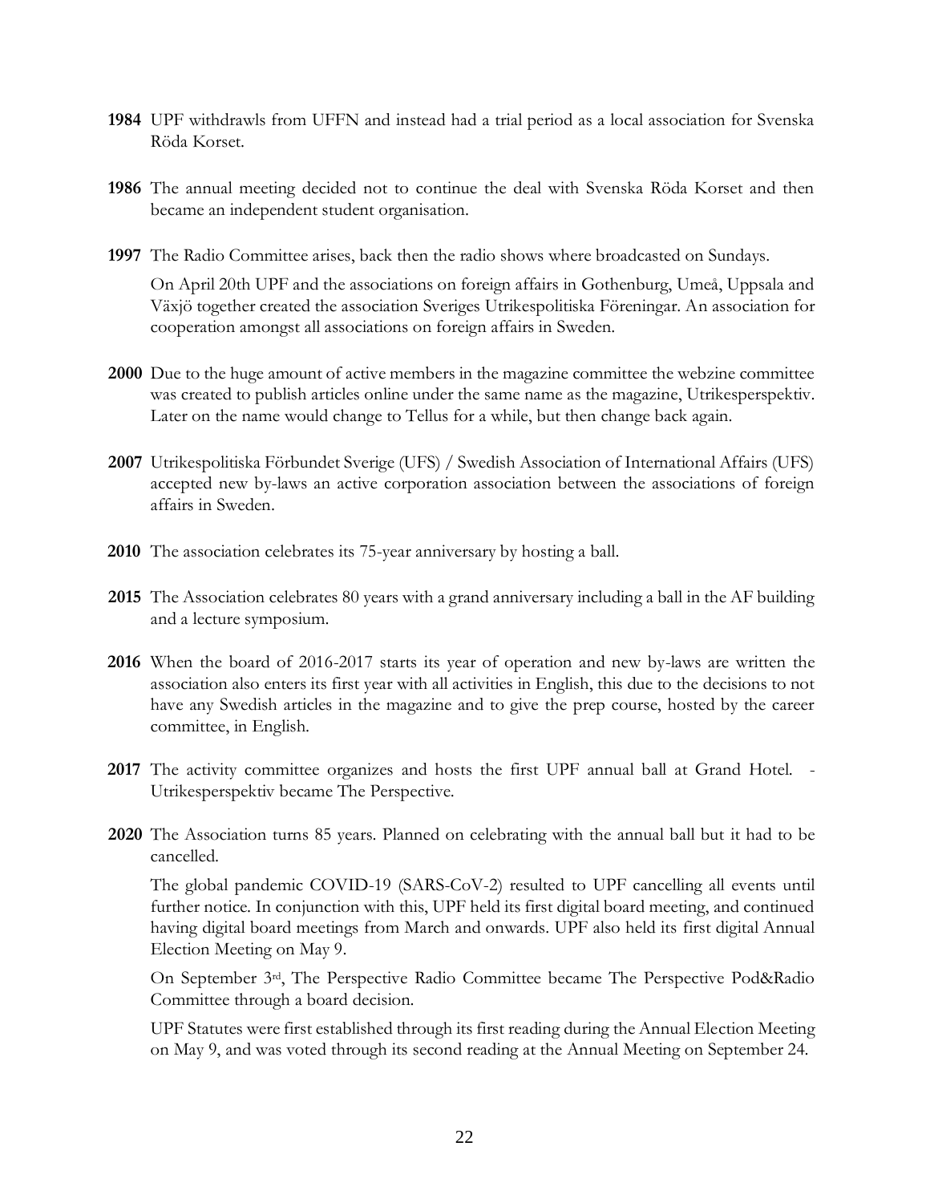**1984** UPF withdrawls from UFFN and instead had a trial period as a local association for Svenska Röda Korset.

**1986** The annual meeting decided not to continue the deal with Svenska Röda Korset and then became an independent student organisation.

**1997** The Radio Committee arises, back then the radio shows where broadcasted on Sundays.

On April 20th UPF and the associations on foreign affairs in Gothenburg, Umeå, Uppsala and Växjö together created the association Sveriges Utrikespolitiska Föreningar. An association for cooperation amongst all associations on foreign affairs in Sweden.

**2000** Due to the huge amount of active members in the magazine committee the webzine committee was created to publish articles online under the same name as the magazine, Utrikesperspektiv. Later on the name would change to Tellus for a while, but then change back again.

**2007** Utrikespolitiska Förbundet Sverige (UFS) / Swedish Association of International Affairs (UFS) accepted new by-laws an active corporation association between the associations of foreign affairs in Sweden.

**2010** The association celebrates its 75-year anniversary by hosting a ball.

**2015** The Association celebrates 80 years with a grand anniversary including a ball in the AF building and a lecture symposium.

**2016** When the board of 2016-2017 starts its year of operation and new by-laws are written the association also enters its first year with all activities in English, this due to the decisions to not have any Swedish articles in the magazine and to give the prep course, hosted by the career committee, in English.

**2017** The activity committee organizes and hosts the first UPF annual ball at Grand Hotel. - Utrikesperspektiv became The Perspective.

**2020** The Association turns 85 years. Planned on celebrating with the annual ball but it had to be cancelled.

The global pandemic COVID-19 (SARS-CoV-2) resulted to UPF cancelling all events until further notice. In conjunction with this, UPF held its first digital board meeting, and continued having digital board meetings from March and onwards. UPF also held its first digital Annual Election Meeting on May 9.

On September 3rd, The Perspective Radio Committee became The Perspective Pod&Radio Committee through a board decision.

UPF Statutes were first established through its first reading during the Annual Election Meeting on May 9, and was voted through its second reading at the Annual Meeting on September 24.